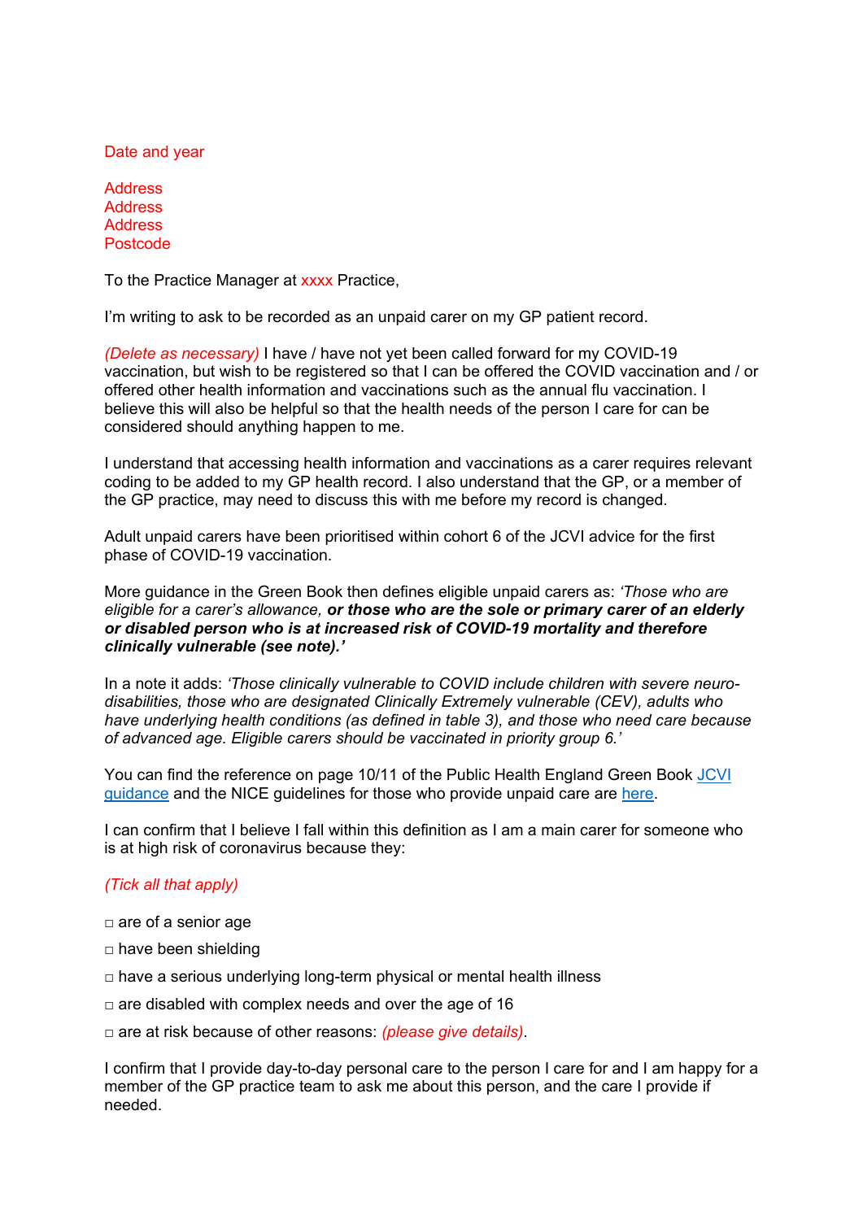Date and year

Address
Address
Address
Postcode

To the Practice Manager at xxxx Practice,

I'm writing to ask to be recorded as an unpaid carer on my GP patient record.

*(Delete as necessary)* I have / have not yet been called forward for my COVID-19 vaccination, but wish to be registered so that I can be offered the COVID vaccination and / or offered other health information and vaccinations such as the annual flu vaccination. I believe this will also be helpful so that the health needs of the person I care for can be considered should anything happen to me.

I understand that accessing health information and vaccinations as a carer requires relevant coding to be added to my GP health record. I also understand that the GP, or a member of the GP practice, may need to discuss this with me before my record is changed.

Adult unpaid carers have been prioritised within cohort 6 of the JCVI advice for the first phase of COVID-19 vaccination.

More guidance in the Green Book then defines eligible unpaid carers as: *'Those who are eligible for a carer's allowance,* ***or those who are the sole or primary carer of an elderly or disabled person who is at increased risk of COVID-19 mortality and therefore clinically vulnerable (see note).'***

In a note it adds: *'Those clinically vulnerable to COVID include children with severe neuro-disabilities, those who are designated Clinically Extremely vulnerable (CEV), adults who have underlying health conditions (as defined in table 3), and those who need care because of advanced age. Eligible carers should be vaccinated in priority group 6.'*

You can find the reference on page 10/11 of the Public Health England Green Book JCVI guidance and the NICE guidelines for those who provide unpaid care are here.

I can confirm that I believe I fall within this definition as I am a main carer for someone who is at high risk of coronavirus because they:

*(Tick all that apply)*

□ are of a senior age

□ have been shielding

□ have a serious underlying long-term physical or mental health illness

□ are disabled with complex needs and over the age of 16

□ are at risk because of other reasons: *(please give details)*.

I confirm that I provide day-to-day personal care to the person I care for and I am happy for a member of the GP practice team to ask me about this person, and the care I provide if needed.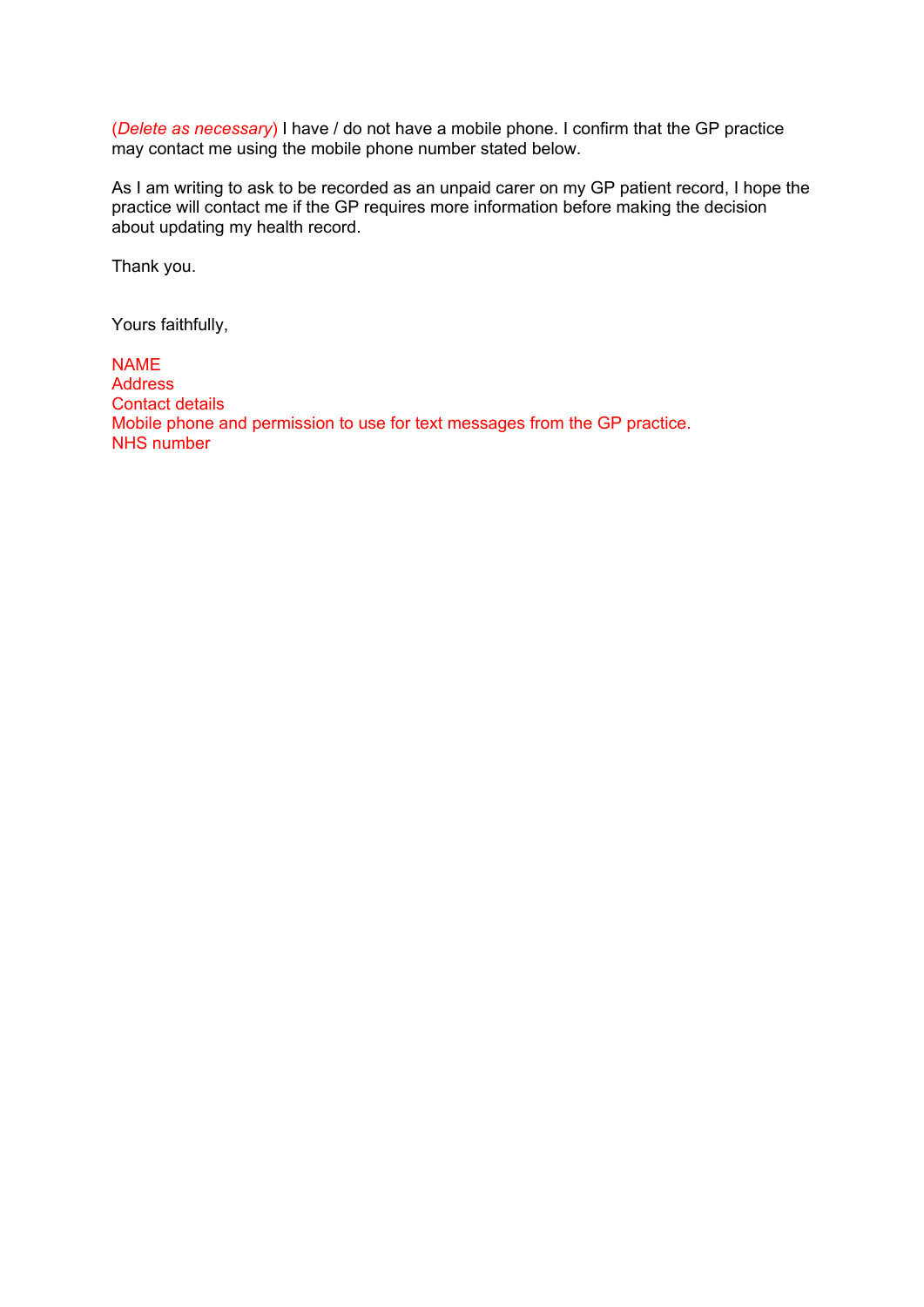(*Delete as necessary*) I have / do not have a mobile phone. I confirm that the GP practice may contact me using the mobile phone number stated below.

As I am writing to ask to be recorded as an unpaid carer on my GP patient record, I hope the practice will contact me if the GP requires more information before making the decision about updating my health record.

Thank you.

Yours faithfully,

NAME
Address
Contact details
Mobile phone and permission to use for text messages from the GP practice.
NHS number